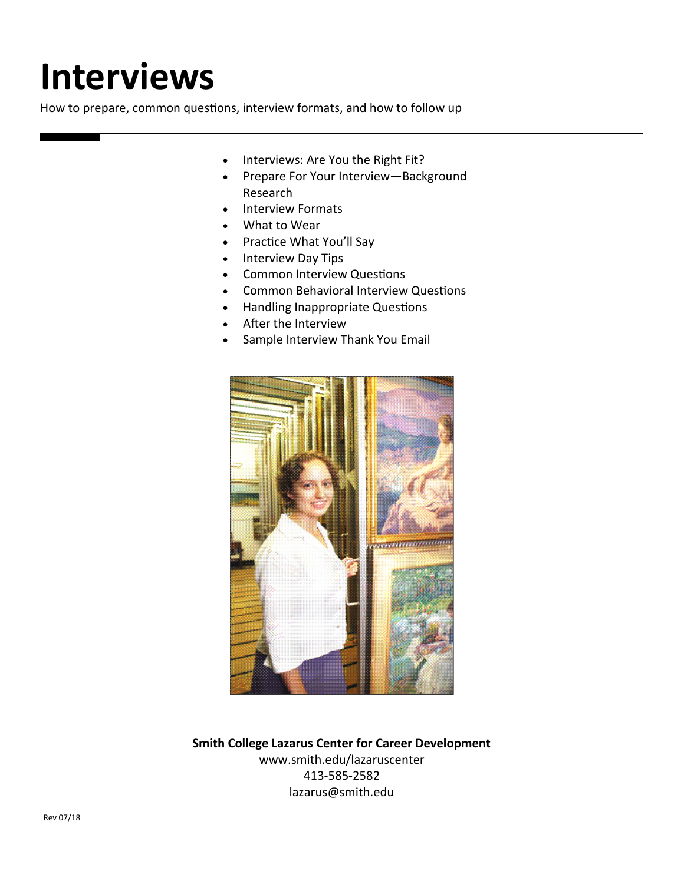# Interviews

How to prepare, common questions, interview formats, and how to follow up

- Interviews: Are You the Right Fit?
- Prepare For Your Interview—Background Research
- Interview Formats
- What to Wear
- Practice What You'll Say
- Interview Day Tips
- Common Interview Questions
- Common Behavioral Interview Questions
- Handling Inappropriate Questions
- After the Interview
- Sample Interview Thank You Email

**Smith College Lazarus Center for Career Development**
www.smith.edu/lazaruscenter
413-585-2582
lazarus@smith.edu

Rev 07/18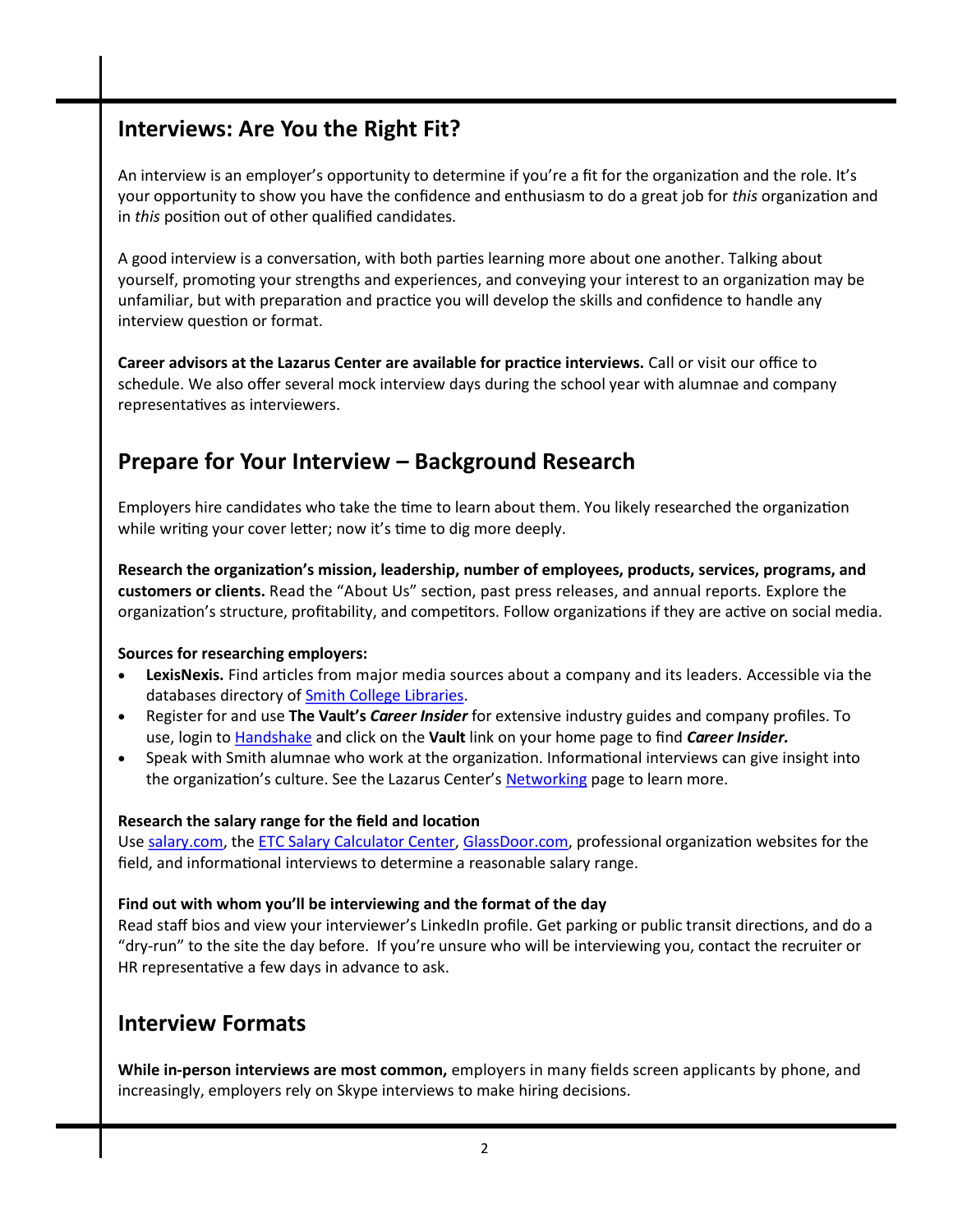## Interviews: Are You the Right Fit?

An interview is an employer's opportunity to determine if you're a fit for the organization and the role. It's your opportunity to show you have the confidence and enthusiasm to do a great job for *this* organization and in *this* position out of other qualified candidates.

A good interview is a conversation, with both parties learning more about one another. Talking about yourself, promoting your strengths and experiences, and conveying your interest to an organization may be unfamiliar, but with preparation and practice you will develop the skills and confidence to handle any interview question or format.

**Career advisors at the Lazarus Center are available for practice interviews.** Call or visit our office to schedule. We also offer several mock interview days during the school year with alumnae and company representatives as interviewers.

## Prepare for Your Interview – Background Research

Employers hire candidates who take the time to learn about them. You likely researched the organization while writing your cover letter; now it's time to dig more deeply.

**Research the organization's mission, leadership, number of employees, products, services, programs, and customers or clients.** Read the "About Us" section, past press releases, and annual reports. Explore the organization's structure, profitability, and competitors. Follow organizations if they are active on social media.

**Sources for researching employers:**

- **LexisNexis.** Find articles from major media sources about a company and its leaders. Accessible via the databases directory of Smith College Libraries.
- Register for and use **The Vault's *Career Insider*** for extensive industry guides and company profiles. To use, login to Handshake and click on the **Vault** link on your home page to find ***Career Insider.***
- Speak with Smith alumnae who work at the organization. Informational interviews can give insight into the organization's culture. See the Lazarus Center's Networking page to learn more.

**Research the salary range for the field and location**
Use salary.com, the ETC Salary Calculator Center, GlassDoor.com, professional organization websites for the field, and informational interviews to determine a reasonable salary range.

**Find out with whom you'll be interviewing and the format of the day**
Read staff bios and view your interviewer's LinkedIn profile. Get parking or public transit directions, and do a "dry-run" to the site the day before. If you're unsure who will be interviewing you, contact the recruiter or HR representative a few days in advance to ask.

## Interview Formats

**While in-person interviews are most common,** employers in many fields screen applicants by phone, and increasingly, employers rely on Skype interviews to make hiring decisions.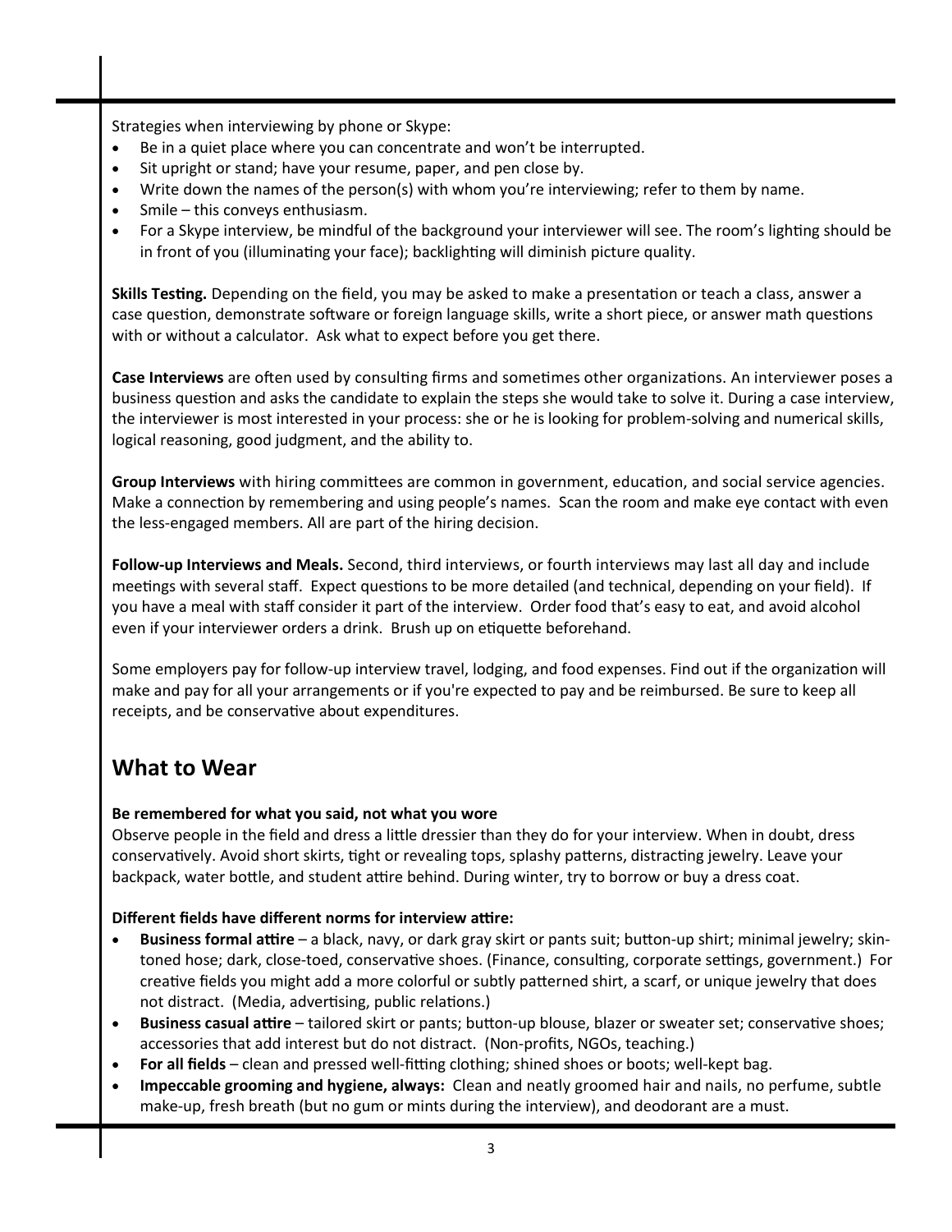Strategies when interviewing by phone or Skype:

- Be in a quiet place where you can concentrate and won't be interrupted.
- Sit upright or stand; have your resume, paper, and pen close by.
- Write down the names of the person(s) with whom you're interviewing; refer to them by name.
- Smile – this conveys enthusiasm.
- For a Skype interview, be mindful of the background your interviewer will see. The room's lighting should be in front of you (illuminating your face); backlighting will diminish picture quality.

**Skills Testing.** Depending on the field, you may be asked to make a presentation or teach a class, answer a case question, demonstrate software or foreign language skills, write a short piece, or answer math questions with or without a calculator. Ask what to expect before you get there.

**Case Interviews** are often used by consulting firms and sometimes other organizations. An interviewer poses a business question and asks the candidate to explain the steps she would take to solve it. During a case interview, the interviewer is most interested in your process: she or he is looking for problem-solving and numerical skills, logical reasoning, good judgment, and the ability to.

**Group Interviews** with hiring committees are common in government, education, and social service agencies. Make a connection by remembering and using people's names. Scan the room and make eye contact with even the less-engaged members. All are part of the hiring decision.

**Follow-up Interviews and Meals.** Second, third interviews, or fourth interviews may last all day and include meetings with several staff. Expect questions to be more detailed (and technical, depending on your field). If you have a meal with staff consider it part of the interview. Order food that's easy to eat, and avoid alcohol even if your interviewer orders a drink. Brush up on etiquette beforehand.

Some employers pay for follow-up interview travel, lodging, and food expenses. Find out if the organization will make and pay for all your arrangements or if you're expected to pay and be reimbursed. Be sure to keep all receipts, and be conservative about expenditures.

## What to Wear

**Be remembered for what you said, not what you wore**

Observe people in the field and dress a little dressier than they do for your interview. When in doubt, dress conservatively. Avoid short skirts, tight or revealing tops, splashy patterns, distracting jewelry. Leave your backpack, water bottle, and student attire behind. During winter, try to borrow or buy a dress coat.

**Different fields have different norms for interview attire:**

- **Business formal attire** – a black, navy, or dark gray skirt or pants suit; button-up shirt; minimal jewelry; skin-toned hose; dark, close-toed, conservative shoes. (Finance, consulting, corporate settings, government.) For creative fields you might add a more colorful or subtly patterned shirt, a scarf, or unique jewelry that does not distract. (Media, advertising, public relations.)
- **Business casual attire** – tailored skirt or pants; button-up blouse, blazer or sweater set; conservative shoes; accessories that add interest but do not distract. (Non-profits, NGOs, teaching.)
- **For all fields** – clean and pressed well-fitting clothing; shined shoes or boots; well-kept bag.
- **Impeccable grooming and hygiene, always:** Clean and neatly groomed hair and nails, no perfume, subtle make-up, fresh breath (but no gum or mints during the interview), and deodorant are a must.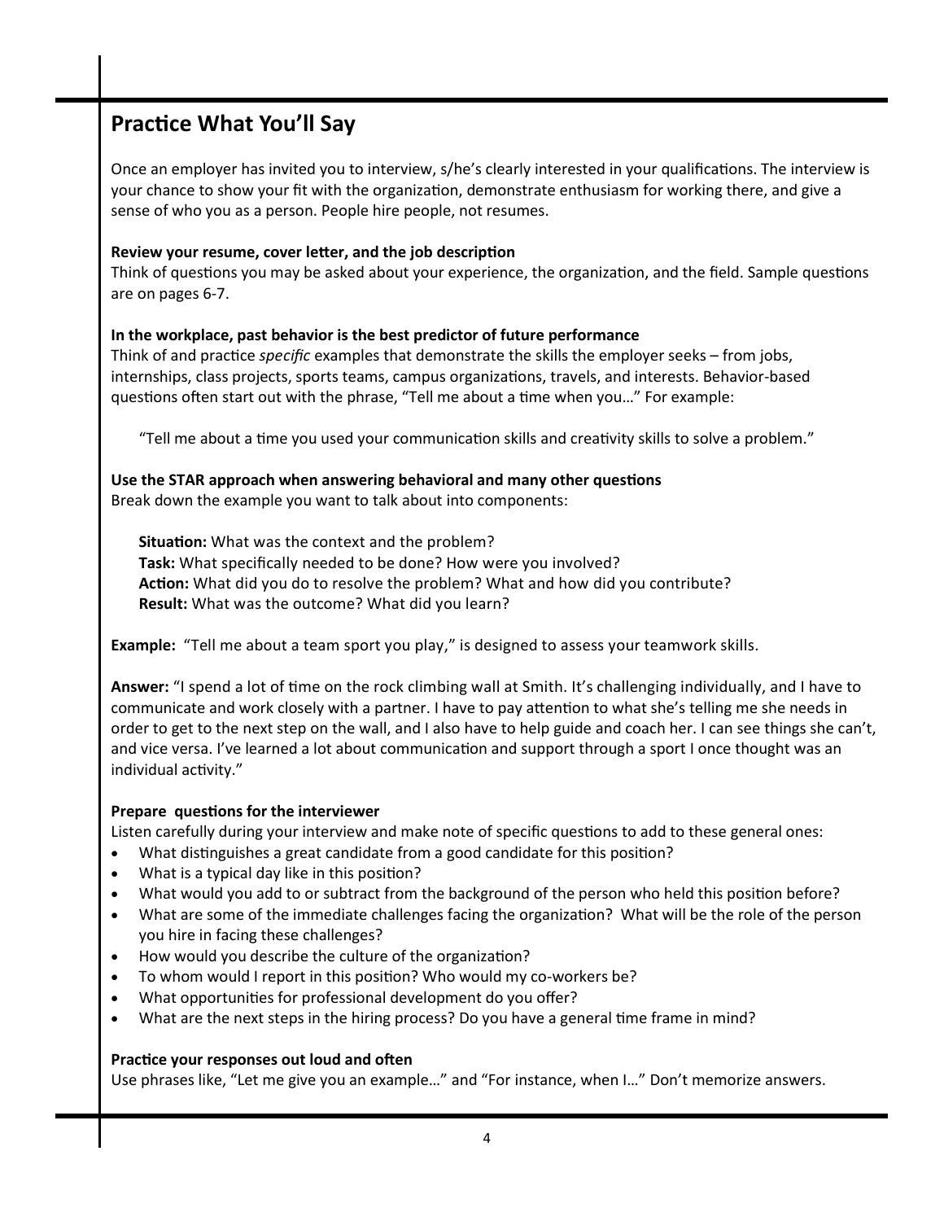## Practice What You'll Say

Once an employer has invited you to interview, s/he's clearly interested in your qualifications. The interview is your chance to show your fit with the organization, demonstrate enthusiasm for working there, and give a sense of who you as a person. People hire people, not resumes.

**Review your resume, cover letter, and the job description**
Think of questions you may be asked about your experience, the organization, and the field. Sample questions are on pages 6-7.

**In the workplace, past behavior is the best predictor of future performance**
Think of and practice *specific* examples that demonstrate the skills the employer seeks – from jobs, internships, class projects, sports teams, campus organizations, travels, and interests. Behavior-based questions often start out with the phrase, "Tell me about a time when you…" For example:

> "Tell me about a time you used your communication skills and creativity skills to solve a problem."

**Use the STAR approach when answering behavioral and many other questions**
Break down the example you want to talk about into components:

> **Situation:** What was the context and the problem?
> **Task:** What specifically needed to be done? How were you involved?
> **Action:** What did you do to resolve the problem? What and how did you contribute?
> **Result:** What was the outcome? What did you learn?

**Example:** "Tell me about a team sport you play," is designed to assess your teamwork skills.

**Answer:** "I spend a lot of time on the rock climbing wall at Smith. It's challenging individually, and I have to communicate and work closely with a partner. I have to pay attention to what she's telling me she needs in order to get to the next step on the wall, and I also have to help guide and coach her. I can see things she can't, and vice versa. I've learned a lot about communication and support through a sport I once thought was an individual activity."

**Prepare questions for the interviewer**
Listen carefully during your interview and make note of specific questions to add to these general ones:

- What distinguishes a great candidate from a good candidate for this position?
- What is a typical day like in this position?
- What would you add to or subtract from the background of the person who held this position before?
- What are some of the immediate challenges facing the organization? What will be the role of the person you hire in facing these challenges?
- How would you describe the culture of the organization?
- To whom would I report in this position? Who would my co-workers be?
- What opportunities for professional development do you offer?
- What are the next steps in the hiring process? Do you have a general time frame in mind?

**Practice your responses out loud and often**
Use phrases like, "Let me give you an example…" and "For instance, when I…" Don't memorize answers.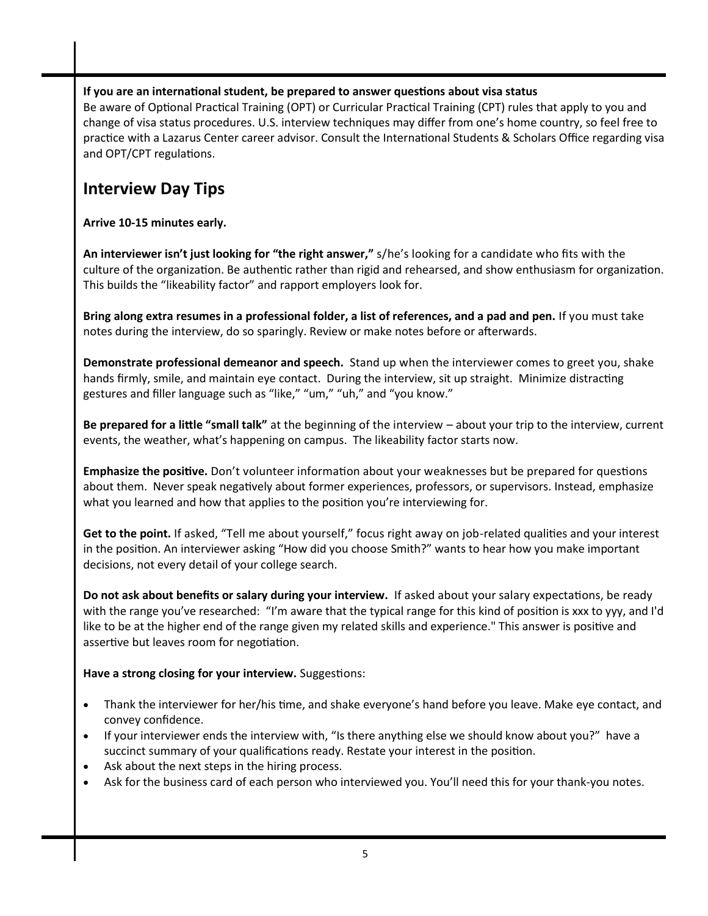**If you are an international student, be prepared to answer questions about visa status**

Be aware of Optional Practical Training (OPT) or Curricular Practical Training (CPT) rules that apply to you and change of visa status procedures. U.S. interview techniques may differ from one's home country, so feel free to practice with a Lazarus Center career advisor. Consult the International Students & Scholars Office regarding visa and OPT/CPT regulations.

## Interview Day Tips

**Arrive 10-15 minutes early.**

**An interviewer isn't just looking for "the right answer,"** s/he's looking for a candidate who fits with the culture of the organization. Be authentic rather than rigid and rehearsed, and show enthusiasm for organization. This builds the "likeability factor" and rapport employers look for.

**Bring along extra resumes in a professional folder, a list of references, and a pad and pen.** If you must take notes during the interview, do so sparingly. Review or make notes before or afterwards.

**Demonstrate professional demeanor and speech.** Stand up when the interviewer comes to greet you, shake hands firmly, smile, and maintain eye contact. During the interview, sit up straight. Minimize distracting gestures and filler language such as "like," "um," "uh," and "you know."

**Be prepared for a little "small talk"** at the beginning of the interview – about your trip to the interview, current events, the weather, what's happening on campus. The likeability factor starts now.

**Emphasize the positive.** Don't volunteer information about your weaknesses but be prepared for questions about them. Never speak negatively about former experiences, professors, or supervisors. Instead, emphasize what you learned and how that applies to the position you're interviewing for.

**Get to the point.** If asked, "Tell me about yourself," focus right away on job-related qualities and your interest in the position. An interviewer asking "How did you choose Smith?" wants to hear how you make important decisions, not every detail of your college search.

**Do not ask about benefits or salary during your interview.** If asked about your salary expectations, be ready with the range you've researched: "I'm aware that the typical range for this kind of position is xxx to yyy, and I'd like to be at the higher end of the range given my related skills and experience." This answer is positive and assertive but leaves room for negotiation.

**Have a strong closing for your interview.** Suggestions:

- Thank the interviewer for her/his time, and shake everyone's hand before you leave. Make eye contact, and convey confidence.
- If your interviewer ends the interview with, "Is there anything else we should know about you?" have a succinct summary of your qualifications ready. Restate your interest in the position.
- Ask about the next steps in the hiring process.
- Ask for the business card of each person who interviewed you. You'll need this for your thank-you notes.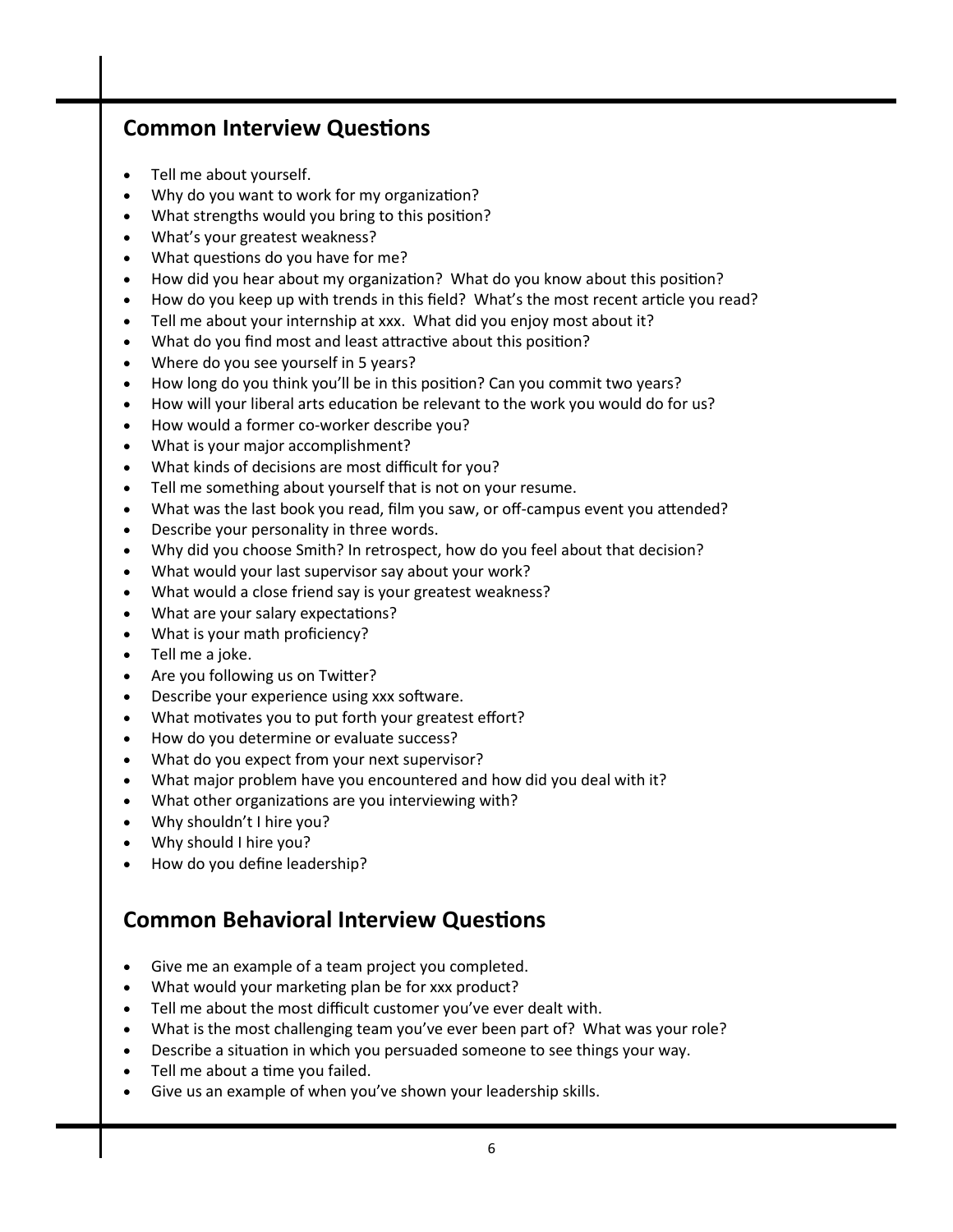## Common Interview Questions

- Tell me about yourself.
- Why do you want to work for my organization?
- What strengths would you bring to this position?
- What's your greatest weakness?
- What questions do you have for me?
- How did you hear about my organization? What do you know about this position?
- How do you keep up with trends in this field? What's the most recent article you read?
- Tell me about your internship at xxx. What did you enjoy most about it?
- What do you find most and least attractive about this position?
- Where do you see yourself in 5 years?
- How long do you think you'll be in this position? Can you commit two years?
- How will your liberal arts education be relevant to the work you would do for us?
- How would a former co-worker describe you?
- What is your major accomplishment?
- What kinds of decisions are most difficult for you?
- Tell me something about yourself that is not on your resume.
- What was the last book you read, film you saw, or off-campus event you attended?
- Describe your personality in three words.
- Why did you choose Smith? In retrospect, how do you feel about that decision?
- What would your last supervisor say about your work?
- What would a close friend say is your greatest weakness?
- What are your salary expectations?
- What is your math proficiency?
- Tell me a joke.
- Are you following us on Twitter?
- Describe your experience using xxx software.
- What motivates you to put forth your greatest effort?
- How do you determine or evaluate success?
- What do you expect from your next supervisor?
- What major problem have you encountered and how did you deal with it?
- What other organizations are you interviewing with?
- Why shouldn't I hire you?
- Why should I hire you?
- How do you define leadership?

## Common Behavioral Interview Questions

- Give me an example of a team project you completed.
- What would your marketing plan be for xxx product?
- Tell me about the most difficult customer you've ever dealt with.
- What is the most challenging team you've ever been part of? What was your role?
- Describe a situation in which you persuaded someone to see things your way.
- Tell me about a time you failed.
- Give us an example of when you've shown your leadership skills.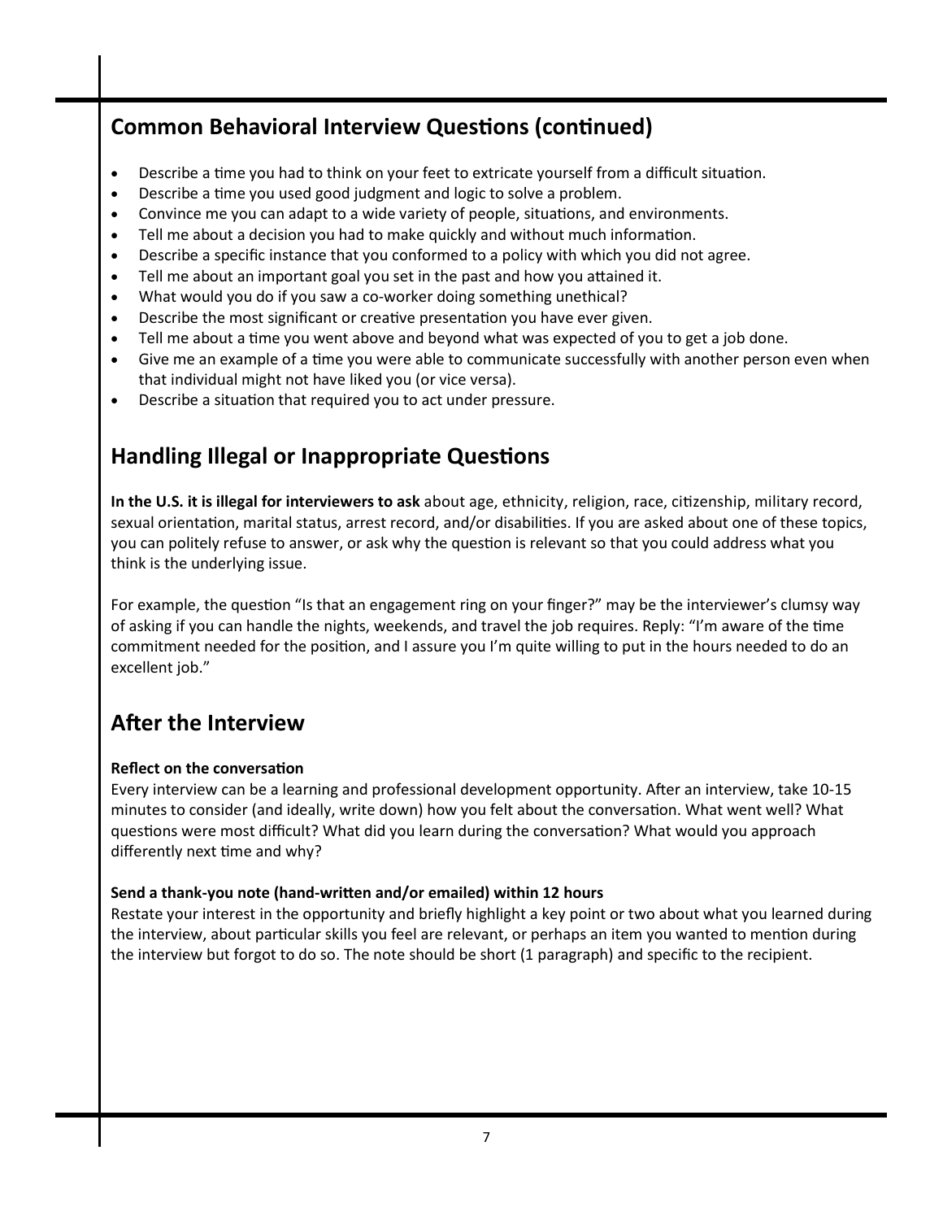## Common Behavioral Interview Questions (continued)

- Describe a time you had to think on your feet to extricate yourself from a difficult situation.
- Describe a time you used good judgment and logic to solve a problem.
- Convince me you can adapt to a wide variety of people, situations, and environments.
- Tell me about a decision you had to make quickly and without much information.
- Describe a specific instance that you conformed to a policy with which you did not agree.
- Tell me about an important goal you set in the past and how you attained it.
- What would you do if you saw a co-worker doing something unethical?
- Describe the most significant or creative presentation you have ever given.
- Tell me about a time you went above and beyond what was expected of you to get a job done.
- Give me an example of a time you were able to communicate successfully with another person even when that individual might not have liked you (or vice versa).
- Describe a situation that required you to act under pressure.

## Handling Illegal or Inappropriate Questions

**In the U.S. it is illegal for interviewers to ask** about age, ethnicity, religion, race, citizenship, military record, sexual orientation, marital status, arrest record, and/or disabilities. If you are asked about one of these topics, you can politely refuse to answer, or ask why the question is relevant so that you could address what you think is the underlying issue.

For example, the question "Is that an engagement ring on your finger?" may be the interviewer's clumsy way of asking if you can handle the nights, weekends, and travel the job requires. Reply: "I'm aware of the time commitment needed for the position, and I assure you I'm quite willing to put in the hours needed to do an excellent job."

## After the Interview

**Reflect on the conversation**

Every interview can be a learning and professional development opportunity. After an interview, take 10-15 minutes to consider (and ideally, write down) how you felt about the conversation. What went well? What questions were most difficult? What did you learn during the conversation? What would you approach differently next time and why?

**Send a thank-you note (hand-written and/or emailed) within 12 hours**

Restate your interest in the opportunity and briefly highlight a key point or two about what you learned during the interview, about particular skills you feel are relevant, or perhaps an item you wanted to mention during the interview but forgot to do so. The note should be short (1 paragraph) and specific to the recipient.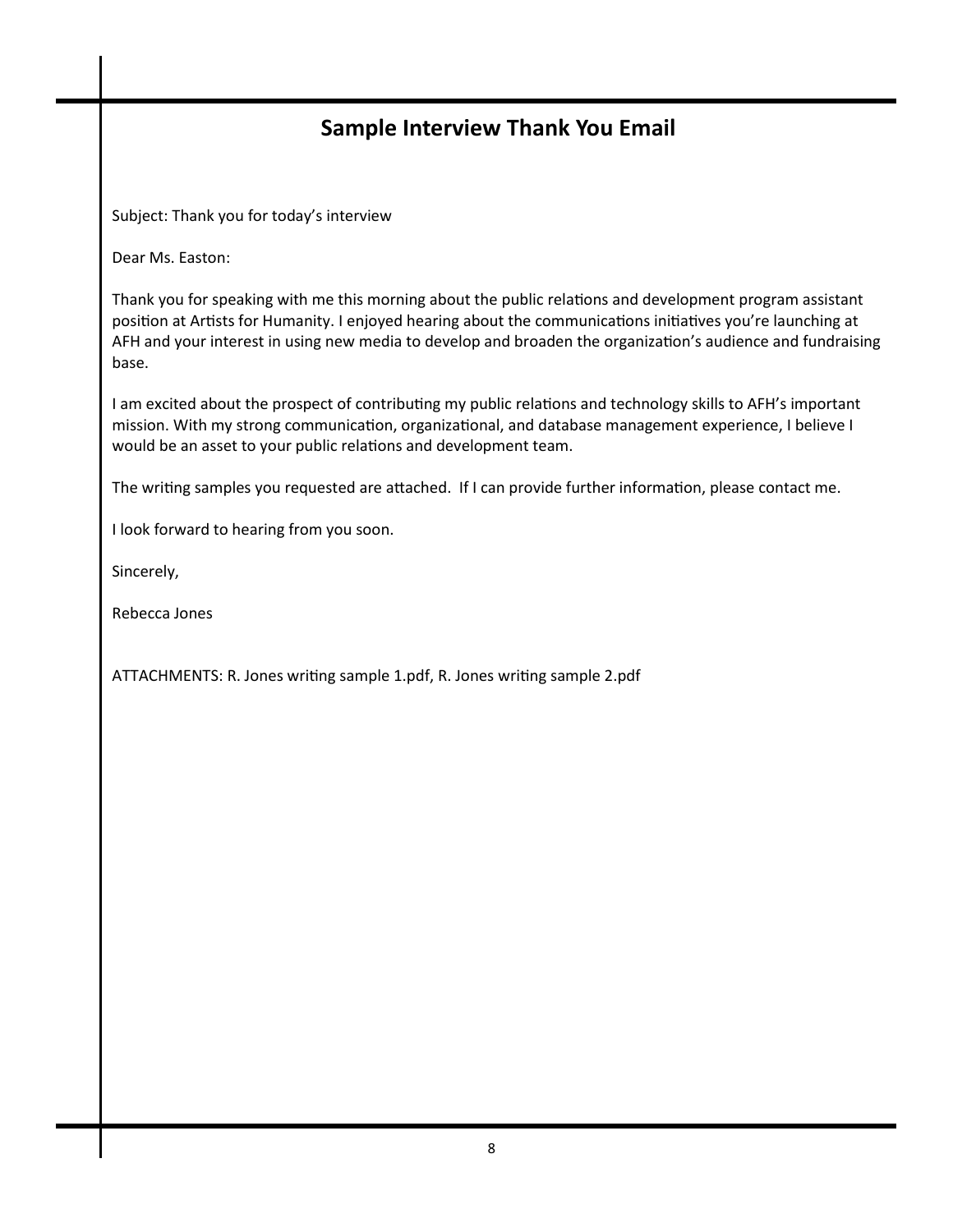## Sample Interview Thank You Email

Subject: Thank you for today's interview

Dear Ms. Easton:

Thank you for speaking with me this morning about the public relations and development program assistant position at Artists for Humanity. I enjoyed hearing about the communications initiatives you're launching at AFH and your interest in using new media to develop and broaden the organization's audience and fundraising base.

I am excited about the prospect of contributing my public relations and technology skills to AFH's important mission. With my strong communication, organizational, and database management experience, I believe I would be an asset to your public relations and development team.

The writing samples you requested are attached. If I can provide further information, please contact me.

I look forward to hearing from you soon.

Sincerely,

Rebecca Jones

ATTACHMENTS: R. Jones writing sample 1.pdf, R. Jones writing sample 2.pdf